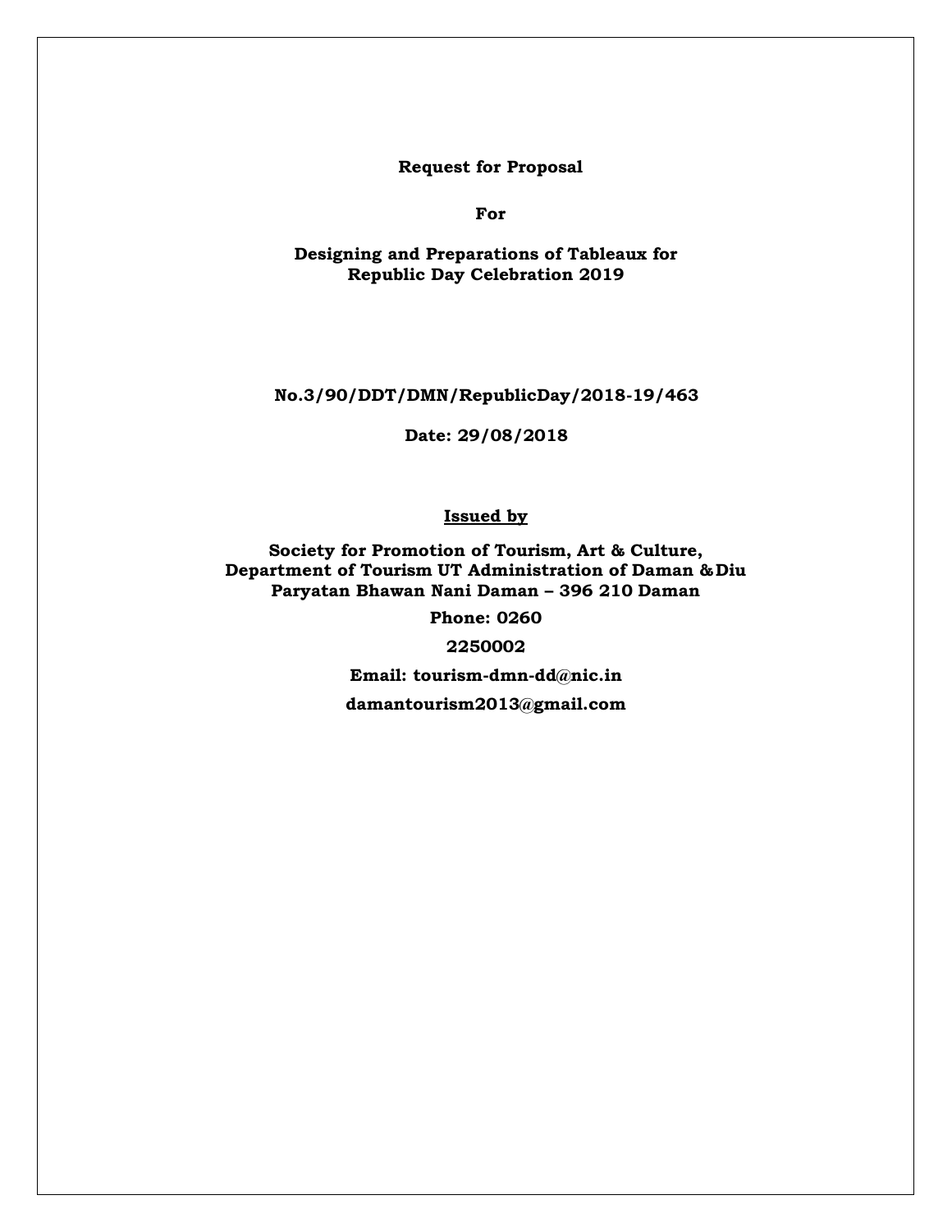**Request for Proposal**

**For**

**Designing and Preparations of Tableaux for Republic Day Celebration 2019**

**No.3/90/DDT/DMN/RepublicDay/2018-19/463**

**Date: 29/08/2018**

**Issued by**

**Society for Promotion of Tourism, Art & Culture, Department of Tourism UT Administration of Daman & Diu Paryatan Bhawan Nani Daman – 396 210 Daman**

**Phone: 0260**

**2250002**

**Email: tourism-dmn-dd@nic.in**

**damantourism2013@gmail.com**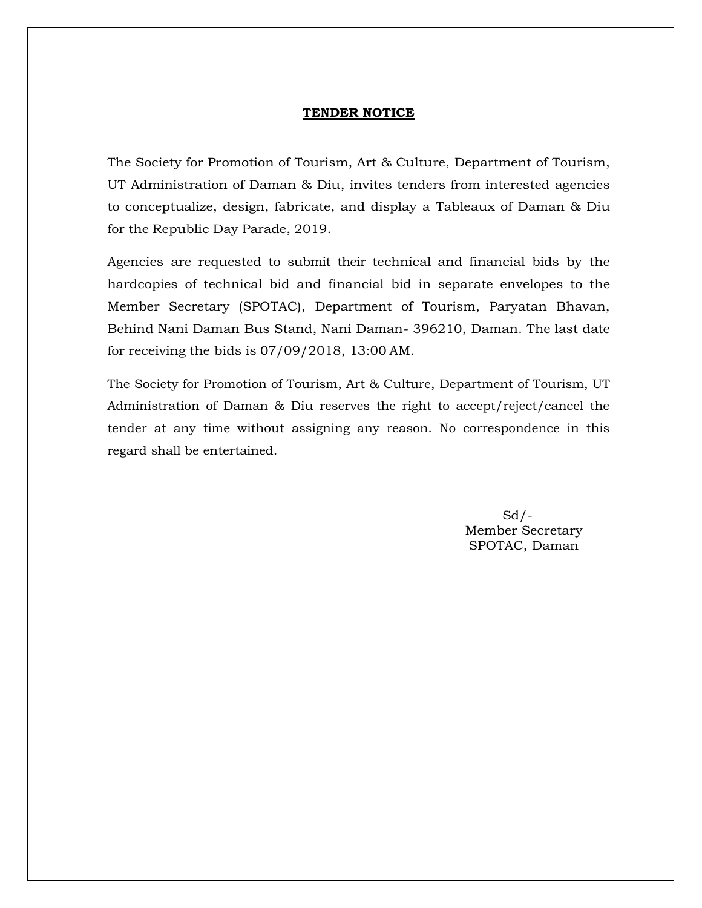# TENDER NOTICE

The Society for Promotion of Tourism, Art & Culture, Department of Tourism, UT Administration of Daman & Diu, invites tenders from interested agencies to conceptualize, design, fabricate, and display a Tableaux of Daman & Diu for the Republic Day Parade, 2019.

Agencies are requested to submit their technical and financial bids by the hardcopies of technical bid and financial bid in separate envelopes to the Member Secretary (SPOTAC), Department of Tourism, Paryatan Bhavan, Behind Nani Daman Bus Stand, Nani Daman- 396210, Daman. The last date for receiving the bids is 07/09/2018, 13:00 AM.

The Society for Promotion of Tourism, Art & Culture, Department of Tourism, UT Administration of Daman & Diu reserves the right to accept/reject/cancel the tender at any time without assigning any reason. No correspondence in this regard shall be entertained.

Sd/-
Member Secretary
SPOTAC, Daman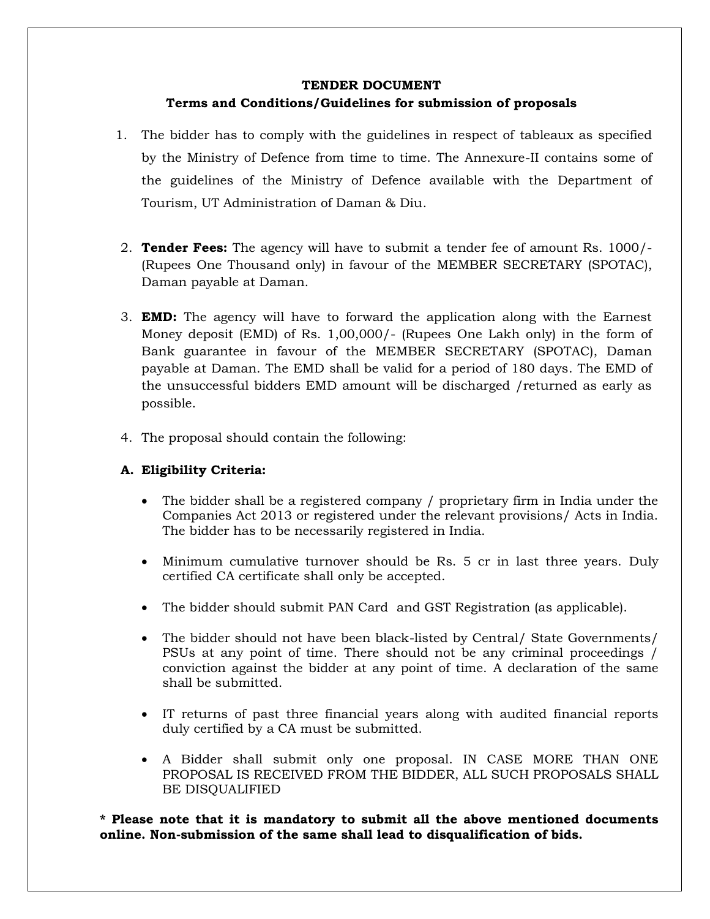**TENDER DOCUMENT**

**Terms and Conditions/Guidelines for submission of proposals**

1. The bidder has to comply with the guidelines in respect of tableaux as specified by the Ministry of Defence from time to time. The Annexure-II contains some of the guidelines of the Ministry of Defence available with the Department of Tourism, UT Administration of Daman & Diu.

2. **Tender Fees:** The agency will have to submit a tender fee of amount Rs. 1000/- (Rupees One Thousand only) in favour of the MEMBER SECRETARY (SPOTAC), Daman payable at Daman.

3. **EMD:** The agency will have to forward the application along with the Earnest Money deposit (EMD) of Rs. 1,00,000/- (Rupees One Lakh only) in the form of Bank guarantee in favour of the MEMBER SECRETARY (SPOTAC), Daman payable at Daman. The EMD shall be valid for a period of 180 days. The EMD of the unsuccessful bidders EMD amount will be discharged /returned as early as possible.

4. The proposal should contain the following:

**A. Eligibility Criteria:**

- The bidder shall be a registered company / proprietary firm in India under the Companies Act 2013 or registered under the relevant provisions/ Acts in India. The bidder has to be necessarily registered in India.

- Minimum cumulative turnover should be Rs. 5 cr in last three years. Duly certified CA certificate shall only be accepted.

- The bidder should submit PAN Card and GST Registration (as applicable).

- The bidder should not have been black-listed by Central/ State Governments/ PSUs at any point of time. There should not be any criminal proceedings / conviction against the bidder at any point of time. A declaration of the same shall be submitted.

- IT returns of past three financial years along with audited financial reports duly certified by a CA must be submitted.

- A Bidder shall submit only one proposal. IN CASE MORE THAN ONE PROPOSAL IS RECEIVED FROM THE BIDDER, ALL SUCH PROPOSALS SHALL BE DISQUALIFIED

**\* Please note that it is mandatory to submit all the above mentioned documents online. Non-submission of the same shall lead to disqualification of bids.**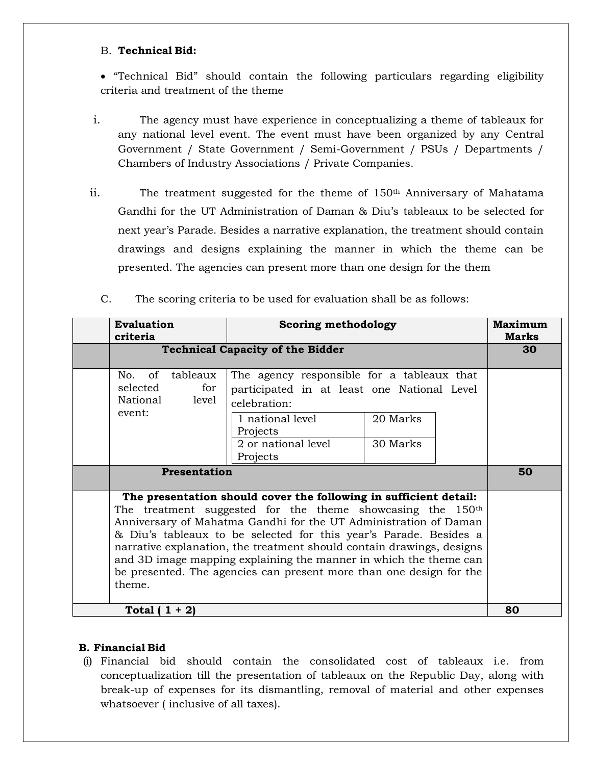B. **Technical Bid:**

- "Technical Bid" should contain the following particulars regarding eligibility criteria and treatment of the theme

i. The agency must have experience in conceptualizing a theme of tableaux for any national level event. The event must have been organized by any Central Government / State Government / Semi-Government / PSUs / Departments / Chambers of Industry Associations / Private Companies.

ii. The treatment suggested for the theme of 150th Anniversary of Mahatama Gandhi for the UT Administration of Daman & Diu's tableaux to be selected for next year's Parade. Besides a narrative explanation, the treatment should contain drawings and designs explaining the manner in which the theme can be presented. The agencies can present more than one design for the them

C. The scoring criteria to be used for evaluation shall be as follows:

| | **Evaluation criteria** | **Scoring methodology** | **Maximum Marks** |
|---|---|---|---|
| | **Technical Capacity of the Bidder** | | **30** |
| | No. of tableaux selected for National level event: | The agency responsible for a tableaux that participated in at least one National Level celebration:<br>1 national level Projects — 20 Marks<br>2 or national level Projects — 30 Marks | |
| | **Presentation** | | **50** |
| | **The presentation should cover the following in sufficient detail:** The treatment suggested for the theme showcasing the 150th Anniversary of Mahatma Gandhi for the UT Administration of Daman & Diu's tableaux to be selected for this year's Parade. Besides a narrative explanation, the treatment should contain drawings, designs and 3D image mapping explaining the manner in which the theme can be presented. The agencies can present more than one design for the theme. | | |
| **Total ( 1 + 2)** | | | **80** |

**B. Financial Bid**

(i) Financial bid should contain the consolidated cost of tableaux i.e. from conceptualization till the presentation of tableaux on the Republic Day, along with break-up of expenses for its dismantling, removal of material and other expenses whatsoever ( inclusive of all taxes).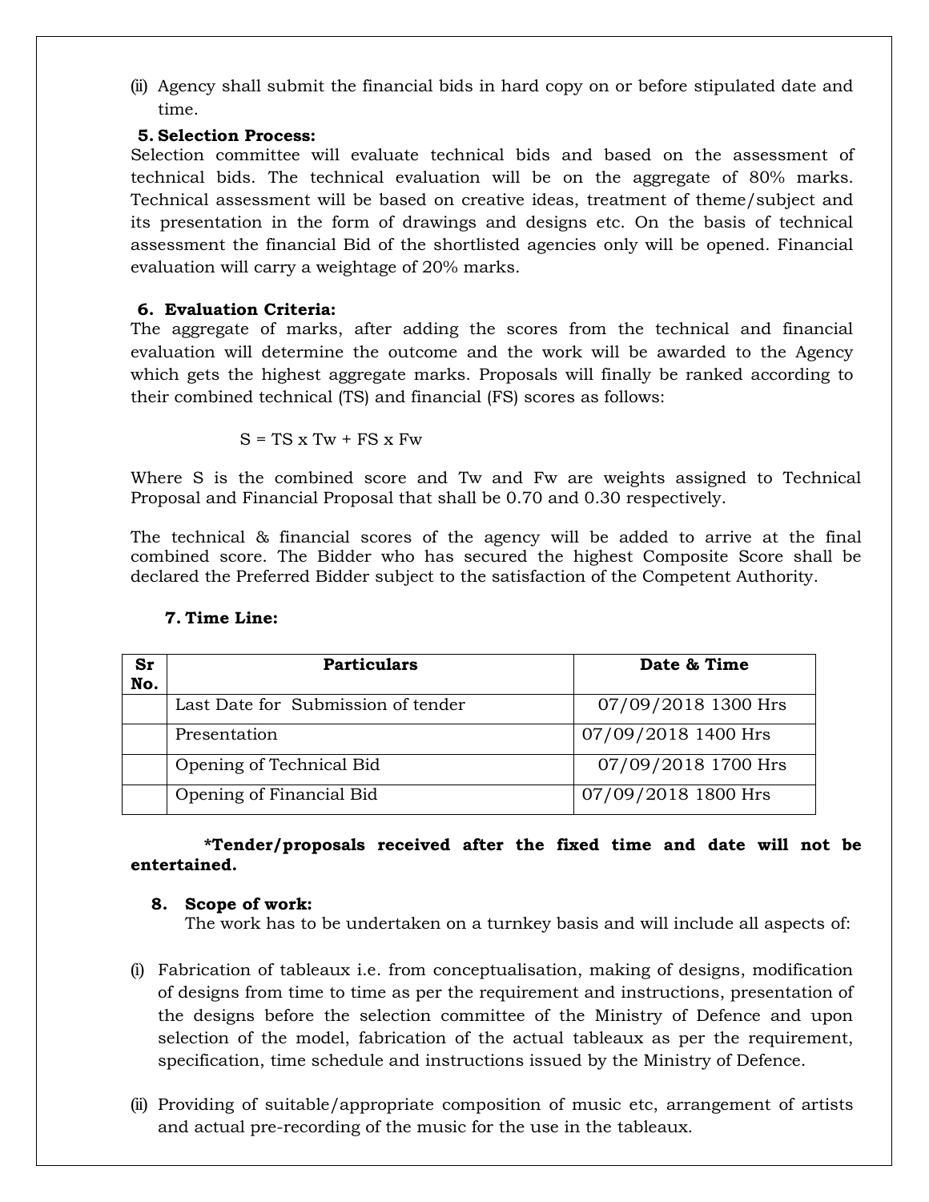(ii) Agency shall submit the financial bids in hard copy on or before stipulated date and time.

**5. Selection Process:**

Selection committee will evaluate technical bids and based on the assessment of technical bids. The technical evaluation will be on the aggregate of 80% marks. Technical assessment will be based on creative ideas, treatment of theme/subject and its presentation in the form of drawings and designs etc. On the basis of technical assessment the financial Bid of the shortlisted agencies only will be opened. Financial evaluation will carry a weightage of 20% marks.

**6. Evaluation Criteria:**

The aggregate of marks, after adding the scores from the technical and financial evaluation will determine the outcome and the work will be awarded to the Agency which gets the highest aggregate marks. Proposals will finally be ranked according to their combined technical (TS) and financial (FS) scores as follows:

$$S = TS \times Tw + FS \times Fw$$

Where S is the combined score and Tw and Fw are weights assigned to Technical Proposal and Financial Proposal that shall be 0.70 and 0.30 respectively.

The technical & financial scores of the agency will be added to arrive at the final combined score. The Bidder who has secured the highest Composite Score shall be declared the Preferred Bidder subject to the satisfaction of the Competent Authority.

**7. Time Line:**

| Sr No. | Particulars | Date & Time |
|---|---|---|
| | Last Date for Submission of tender | 07/09/2018 1300 Hrs |
| | Presentation | 07/09/2018 1400 Hrs |
| | Opening of Technical Bid | 07/09/2018 1700 Hrs |
| | Opening of Financial Bid | 07/09/2018 1800 Hrs |

***Tender/proposals received after the fixed time and date will not be entertained.**

**8. Scope of work:**

The work has to be undertaken on a turnkey basis and will include all aspects of:

(i) Fabrication of tableaux i.e. from conceptualisation, making of designs, modification of designs from time to time as per the requirement and instructions, presentation of the designs before the selection committee of the Ministry of Defence and upon selection of the model, fabrication of the actual tableaux as per the requirement, specification, time schedule and instructions issued by the Ministry of Defence.

(ii) Providing of suitable/appropriate composition of music etc, arrangement of artists and actual pre-recording of the music for the use in the tableaux.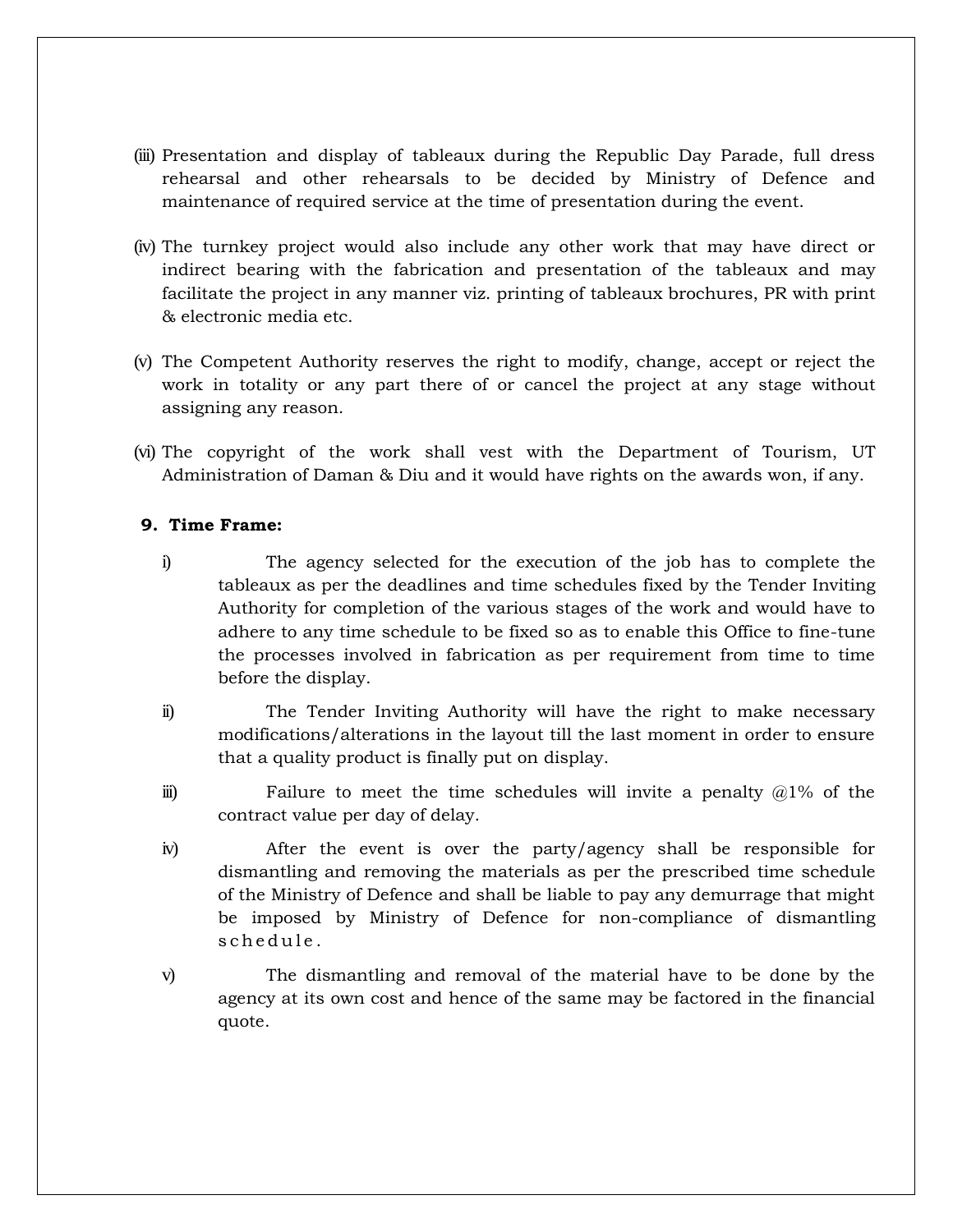(iii) Presentation and display of tableaux during the Republic Day Parade, full dress rehearsal and other rehearsals to be decided by Ministry of Defence and maintenance of required service at the time of presentation during the event.

(iv) The turnkey project would also include any other work that may have direct or indirect bearing with the fabrication and presentation of the tableaux and may facilitate the project in any manner viz. printing of tableaux brochures, PR with print & electronic media etc.

(v) The Competent Authority reserves the right to modify, change, accept or reject the work in totality or any part there of or cancel the project at any stage without assigning any reason.

(vi) The copyright of the work shall vest with the Department of Tourism, UT Administration of Daman & Diu and it would have rights on the awards won, if any.

**9. Time Frame:**

i) The agency selected for the execution of the job has to complete the tableaux as per the deadlines and time schedules fixed by the Tender Inviting Authority for completion of the various stages of the work and would have to adhere to any time schedule to be fixed so as to enable this Office to fine-tune the processes involved in fabrication as per requirement from time to time before the display.

ii) The Tender Inviting Authority will have the right to make necessary modifications/alterations in the layout till the last moment in order to ensure that a quality product is finally put on display.

iii) Failure to meet the time schedules will invite a penalty @1% of the contract value per day of delay.

iv) After the event is over the party/agency shall be responsible for dismantling and removing the materials as per the prescribed time schedule of the Ministry of Defence and shall be liable to pay any demurrage that might be imposed by Ministry of Defence for non-compliance of dismantling schedule.

v) The dismantling and removal of the material have to be done by the agency at its own cost and hence of the same may be factored in the financial quote.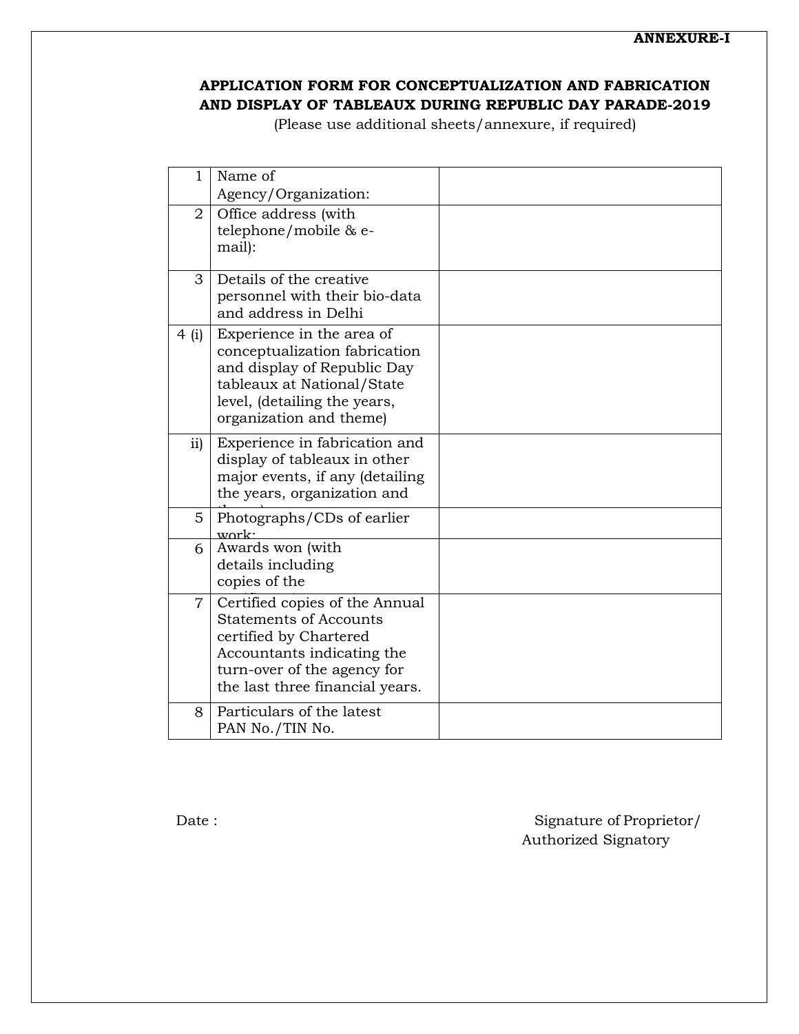**ANNEXURE-I**

**APPLICATION FORM FOR CONCEPTUALIZATION AND FABRICATION AND DISPLAY OF TABLEAUX DURING REPUBLIC DAY PARADE-2019**

(Please use additional sheets/annexure, if required)

| | | |
|---|---|---|
| 1 | Name of Agency/Organization: | |
| 2 | Office address (with telephone/mobile & e-mail): | |
| 3 | Details of the creative personnel with their bio-data and address in Delhi | |
| 4 (i) | Experience in the area of conceptualization fabrication and display of Republic Day tableaux at National/State level, (detailing the years, organization and theme) | |
| ii) | Experience in fabrication and display of tableaux in other major events, if any (detailing the years, organization and theme) | |
| 5 | Photographs/CDs of earlier work: | |
| 6 | Awards won (with details including copies of the certificates) | |
| 7 | Certified copies of the Annual Statements of Accounts certified by Chartered Accountants indicating the turn-over of the agency for the last three financial years. | |
| 8 | Particulars of the latest PAN No./TIN No. | |

Date :

Signature of Proprietor/
Authorized Signatory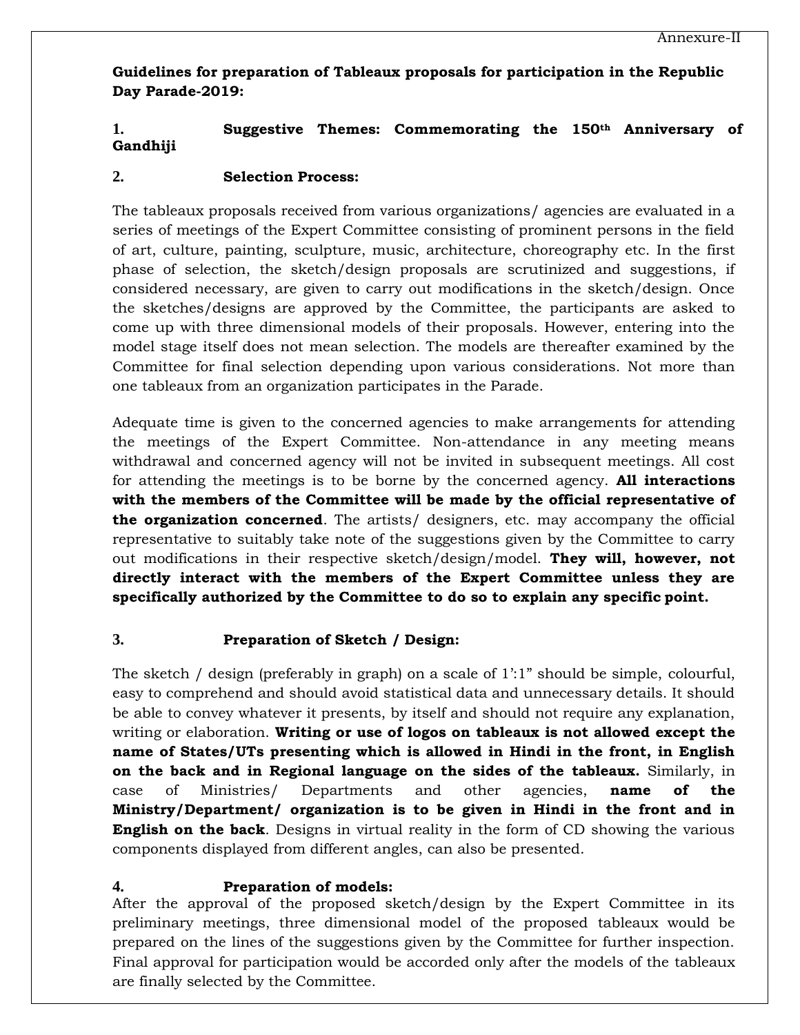Annexure-II

**Guidelines for preparation of Tableaux proposals for participation in the Republic Day Parade-2019:**

**1. Suggestive Themes: Commemorating the 150th Anniversary of Gandhiji**

**2. Selection Process:**

The tableaux proposals received from various organizations/ agencies are evaluated in a series of meetings of the Expert Committee consisting of prominent persons in the field of art, culture, painting, sculpture, music, architecture, choreography etc. In the first phase of selection, the sketch/design proposals are scrutinized and suggestions, if considered necessary, are given to carry out modifications in the sketch/design. Once the sketches/designs are approved by the Committee, the participants are asked to come up with three dimensional models of their proposals. However, entering into the model stage itself does not mean selection. The models are thereafter examined by the Committee for final selection depending upon various considerations. Not more than one tableaux from an organization participates in the Parade.

Adequate time is given to the concerned agencies to make arrangements for attending the meetings of the Expert Committee. Non-attendance in any meeting means withdrawal and concerned agency will not be invited in subsequent meetings. All cost for attending the meetings is to be borne by the concerned agency. **All interactions with the members of the Committee will be made by the official representative of the organization concerned**. The artists/ designers, etc. may accompany the official representative to suitably take note of the suggestions given by the Committee to carry out modifications in their respective sketch/design/model. **They will, however, not directly interact with the members of the Expert Committee unless they are specifically authorized by the Committee to do so to explain any specific point.**

**3. Preparation of Sketch / Design:**

The sketch / design (preferably in graph) on a scale of 1':1" should be simple, colourful, easy to comprehend and should avoid statistical data and unnecessary details. It should be able to convey whatever it presents, by itself and should not require any explanation, writing or elaboration. **Writing or use of logos on tableaux is not allowed except the name of States/UTs presenting which is allowed in Hindi in the front, in English on the back and in Regional language on the sides of the tableaux.** Similarly, in case of Ministries/ Departments and other agencies, **name of the Ministry/Department/ organization is to be given in Hindi in the front and in English on the back**. Designs in virtual reality in the form of CD showing the various components displayed from different angles, can also be presented.

**4. Preparation of models:**

After the approval of the proposed sketch/design by the Expert Committee in its preliminary meetings, three dimensional model of the proposed tableaux would be prepared on the lines of the suggestions given by the Committee for further inspection. Final approval for participation would be accorded only after the models of the tableaux are finally selected by the Committee.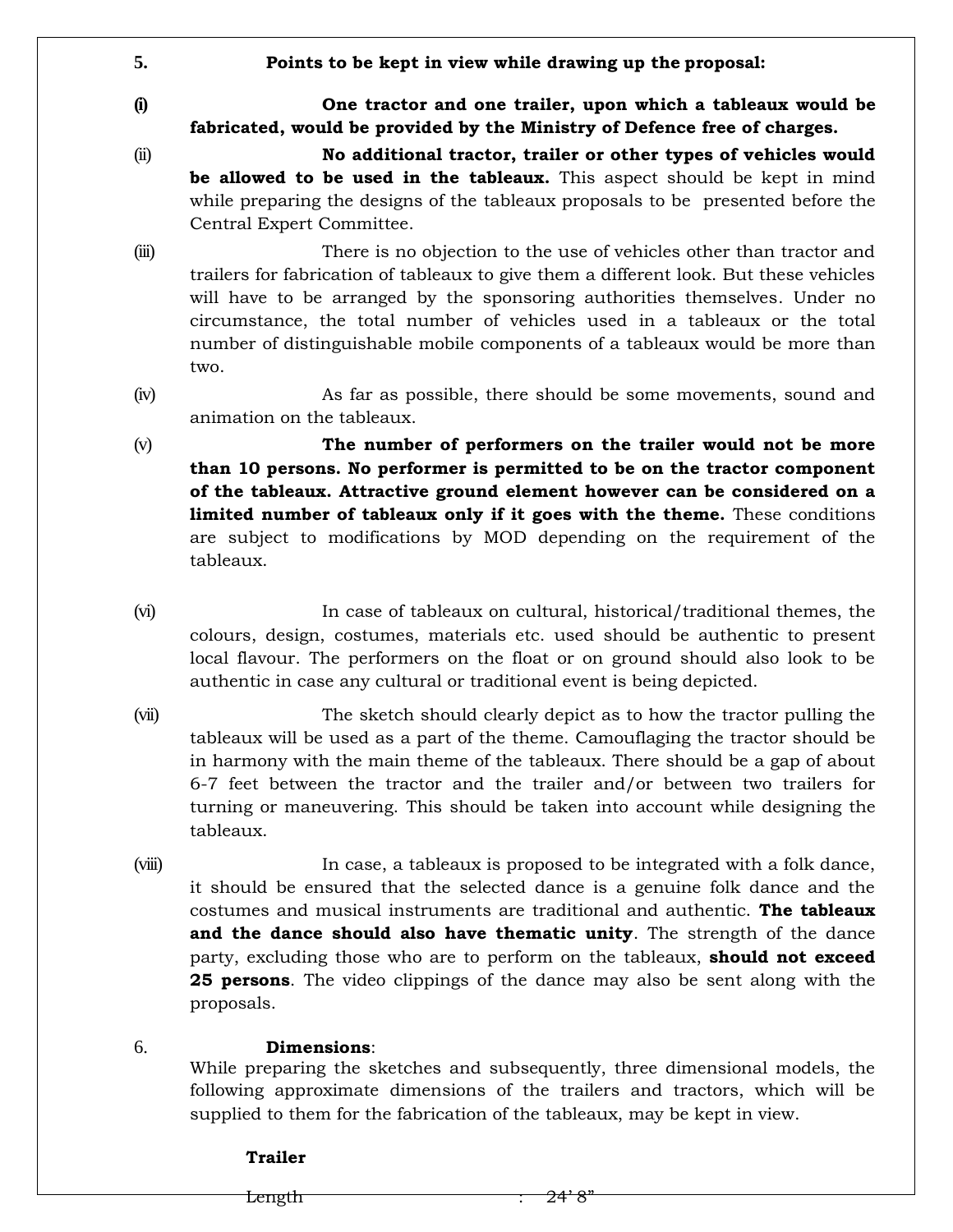5. **Points to be kept in view while drawing up the proposal:**

(i) **One tractor and one trailer, upon which a tableaux would be fabricated, would be provided by the Ministry of Defence free of charges.**

(ii) **No additional tractor, trailer or other types of vehicles would be allowed to be used in the tableaux.** This aspect should be kept in mind while preparing the designs of the tableaux proposals to be presented before the Central Expert Committee.

(iii) There is no objection to the use of vehicles other than tractor and trailers for fabrication of tableaux to give them a different look. But these vehicles will have to be arranged by the sponsoring authorities themselves. Under no circumstance, the total number of vehicles used in a tableaux or the total number of distinguishable mobile components of a tableaux would be more than two.

(iv) As far as possible, there should be some movements, sound and animation on the tableaux.

(v) **The number of performers on the trailer would not be more than 10 persons. No performer is permitted to be on the tractor component of the tableaux. Attractive ground element however can be considered on a limited number of tableaux only if it goes with the theme.** These conditions are subject to modifications by MOD depending on the requirement of the tableaux.

(vi) In case of tableaux on cultural, historical/traditional themes, the colours, design, costumes, materials etc. used should be authentic to present local flavour. The performers on the float or on ground should also look to be authentic in case any cultural or traditional event is being depicted.

(vii) The sketch should clearly depict as to how the tractor pulling the tableaux will be used as a part of the theme. Camouflaging the tractor should be in harmony with the main theme of the tableaux. There should be a gap of about 6-7 feet between the tractor and the trailer and/or between two trailers for turning or maneuvering. This should be taken into account while designing the tableaux.

(viii) In case, a tableaux is proposed to be integrated with a folk dance, it should be ensured that the selected dance is a genuine folk dance and the costumes and musical instruments are traditional and authentic. **The tableaux and the dance should also have thematic unity**. The strength of the dance party, excluding those who are to perform on the tableaux, **should not exceed 25 persons**. The video clippings of the dance may also be sent along with the proposals.

6. **Dimensions**:

While preparing the sketches and subsequently, three dimensional models, the following approximate dimensions of the trailers and tractors, which will be supplied to them for the fabrication of the tableaux, may be kept in view.

**Trailer**

Length : 24' 8"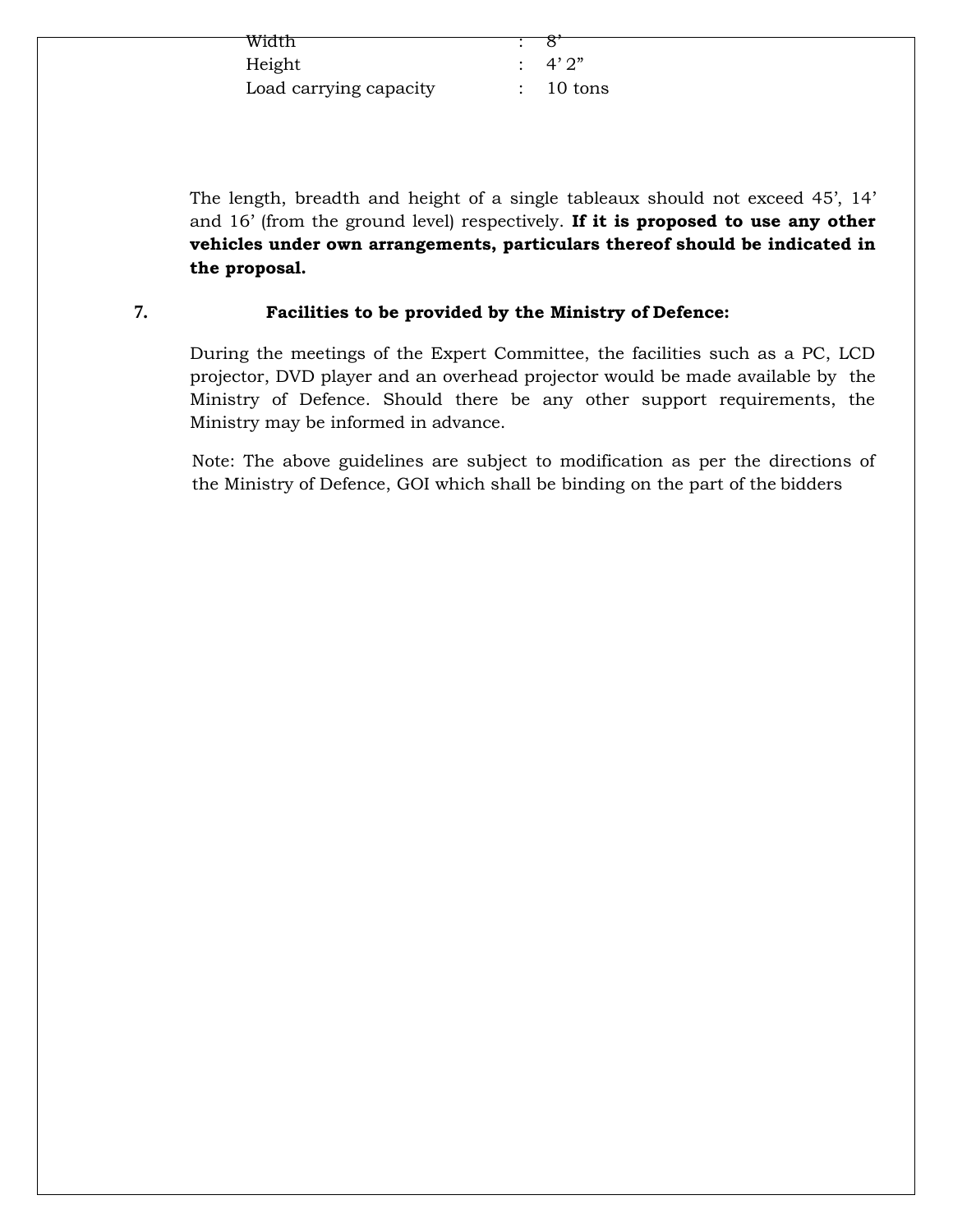| | | |
|---|---|---|
| Width | : | 8’ |
| Height | : | 4’ 2” |
| Load carrying capacity | : | 10 tons |

The length, breadth and height of a single tableaux should not exceed 45’, 14’ and 16’ (from the ground level) respectively. **If it is proposed to use any other vehicles under own arrangements, particulars thereof should be indicated in the proposal.**

**7. Facilities to be provided by the Ministry of Defence:**

During the meetings of the Expert Committee, the facilities such as a PC, LCD projector, DVD player and an overhead projector would be made available by the Ministry of Defence. Should there be any other support requirements, the Ministry may be informed in advance.

Note: The above guidelines are subject to modification as per the directions of the Ministry of Defence, GOI which shall be binding on the part of the bidders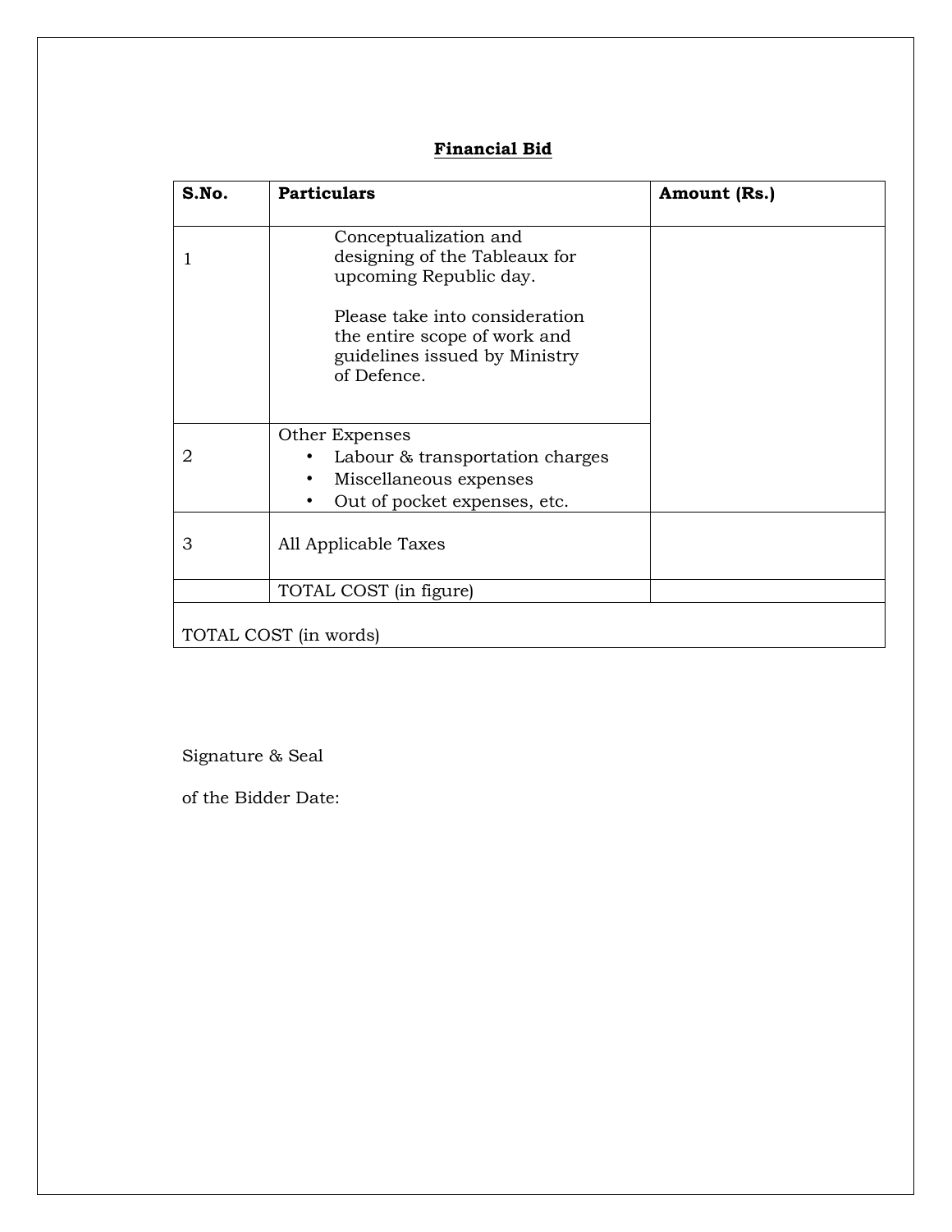## Financial Bid

| S.No. | Particulars | Amount (Rs.) |
|---|---|---|
| 1 | Conceptualization and designing of the Tableaux for upcoming Republic day.<br><br>Please take into consideration the entire scope of work and guidelines issued by Ministry of Defence. | |
| 2 | Other Expenses<br>• Labour & transportation charges<br>• Miscellaneous expenses<br>• Out of pocket expenses, etc. | |
| 3 | All Applicable Taxes | |
| | TOTAL COST (in figure) | |
| TOTAL COST (in words) | | |

Signature & Seal

of the Bidder Date: